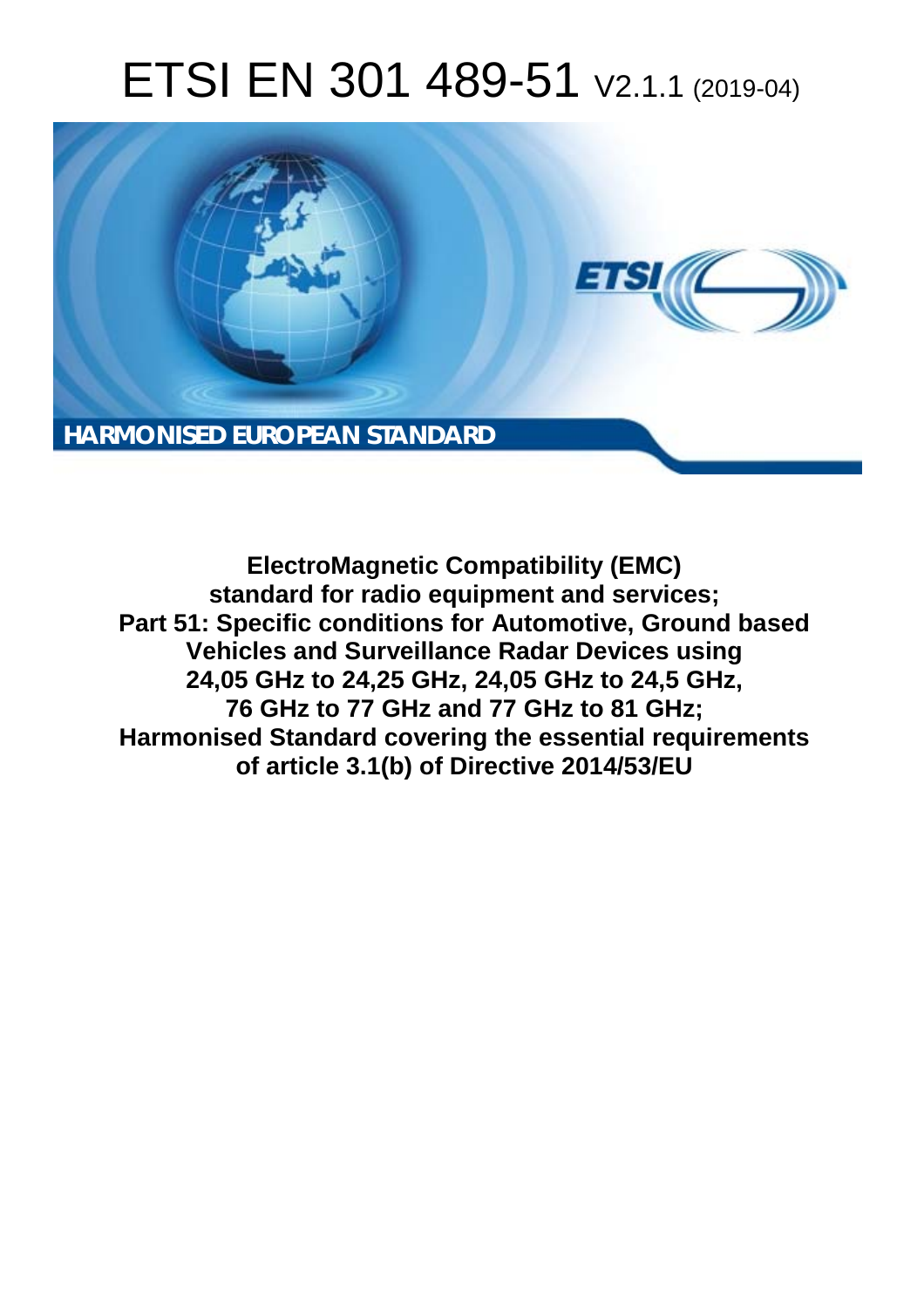# ETSI EN 301 489-51 V2.1.1 (2019-04)

**HARMONISED EUROPEAN STANDARD**

**ElectroMagnetic Compatibility (EMC) standard for radio equipment and services; Part 51: Specific conditions for Automotive, Ground based Vehicles and Surveillance Radar Devices using 24,05 GHz to 24,25 GHz, 24,05 GHz to 24,5 GHz, 76 GHz to 77 GHz and 77 GHz to 81 GHz; Harmonised Standard covering the essential requirements of article 3.1(b) of Directive 2014/53/EU**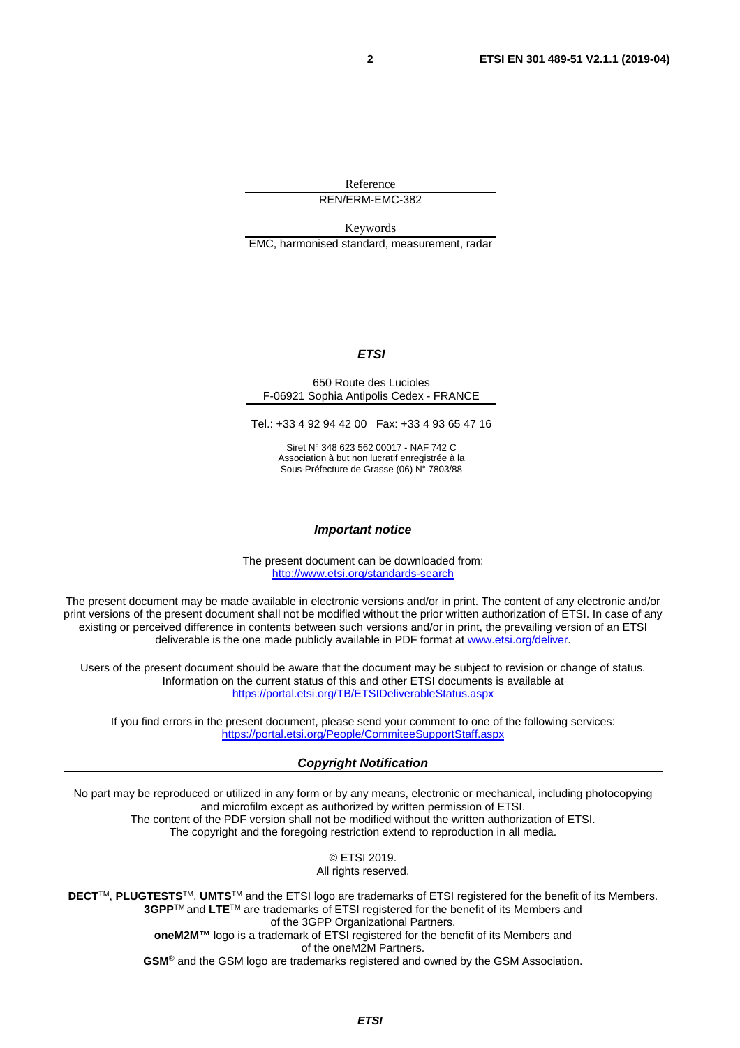Reference

REN/ERM-EMC-382

Keywords

EMC, harmonised standard, measurement, radar

***ETSI***

650 Route des Lucioles
F-06921 Sophia Antipolis Cedex - FRANCE

Tel.: +33 4 92 94 42 00 Fax: +33 4 93 65 47 16

Siret N° 348 623 562 00017 - NAF 742 C
Association à but non lucratif enregistrée à la
Sous-Préfecture de Grasse (06) N° 7803/88

***Important notice***

The present document can be downloaded from:
http://www.etsi.org/standards-search

The present document may be made available in electronic versions and/or in print. The content of any electronic and/or print versions of the present document shall not be modified without the prior written authorization of ETSI. In case of any existing or perceived difference in contents between such versions and/or in print, the prevailing version of an ETSI deliverable is the one made publicly available in PDF format at www.etsi.org/deliver.

Users of the present document should be aware that the document may be subject to revision or change of status. Information on the current status of this and other ETSI documents is available at https://portal.etsi.org/TB/ETSIDeliverableStatus.aspx

If you find errors in the present document, please send your comment to one of the following services:
https://portal.etsi.org/People/CommiteeSupportStaff.aspx

***Copyright Notification***

No part may be reproduced or utilized in any form or by any means, electronic or mechanical, including photocopying and microfilm except as authorized by written permission of ETSI.
The content of the PDF version shall not be modified without the written authorization of ETSI.
The copyright and the foregoing restriction extend to reproduction in all media.

© ETSI 2019.
All rights reserved.

**DECT**™, **PLUGTESTS**™, **UMTS**™ and the ETSI logo are trademarks of ETSI registered for the benefit of its Members.
**3GPP**™ and **LTE**™ are trademarks of ETSI registered for the benefit of its Members and of the 3GPP Organizational Partners.
**oneM2M™** logo is a trademark of ETSI registered for the benefit of its Members and of the oneM2M Partners.
**GSM**® and the GSM logo are trademarks registered and owned by the GSM Association.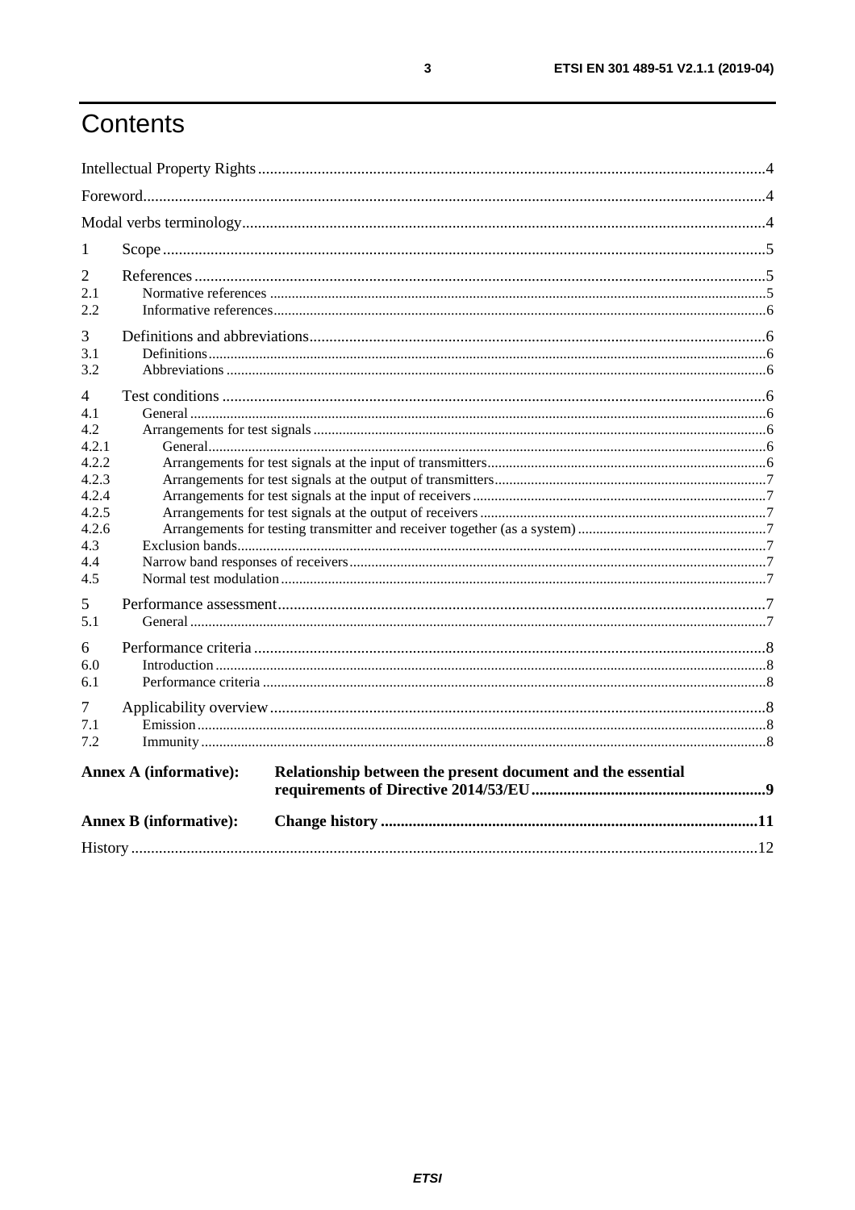# Contents

Intellectual Property Rights ....................................................................................................................................4

Foreword.................................................................................................................................................................4

Modal verbs terminology........................................................................................................................................4

1 Scope ...................................................................................................................................................................5

2 References ...........................................................................................................................................................5

2.1 Normative references .......................................................................................................................................5

2.2 Informative references.......................................................................................................................................6

3 Definitions and abbreviations...............................................................................................................................6

3.1 Definitions.........................................................................................................................................................6

3.2 Abbreviations ....................................................................................................................................................6

4 Test conditions ....................................................................................................................................................6

4.1 General ..............................................................................................................................................................6

4.2 Arrangements for test signals ............................................................................................................................6

4.2.1 General.........................................................................................................................................................6

4.2.2 Arrangements for test signals at the input of transmitters............................................................................6

4.2.3 Arrangements for test signals at the output of transmitters..........................................................................7

4.2.4 Arrangements for test signals at the input of receivers ................................................................................7

4.2.5 Arrangements for test signals at the output of receivers ..............................................................................7

4.2.6 Arrangements for testing transmitter and receiver together (as a system) ...................................................7

4.3 Exclusion bands.................................................................................................................................................7

4.4 Narrow band responses of receivers..................................................................................................................7

4.5 Normal test modulation .....................................................................................................................................7

5 Performance assessment.......................................................................................................................................7

5.1 General ..............................................................................................................................................................7

6 Performance criteria .............................................................................................................................................8

6.0 Introduction .......................................................................................................................................................8

6.1 Performance criteria ..........................................................................................................................................8

7 Applicability overview.........................................................................................................................................8

7.1 Emission............................................................................................................................................................8

7.2 Immunity ...........................................................................................................................................................8

**Annex A (informative): Relationship between the present document and the essential requirements of Directive 2014/53/EU..........................................................9**

**Annex B (informative): Change history .............................................................................................11**

History ....................................................................................................................................................................12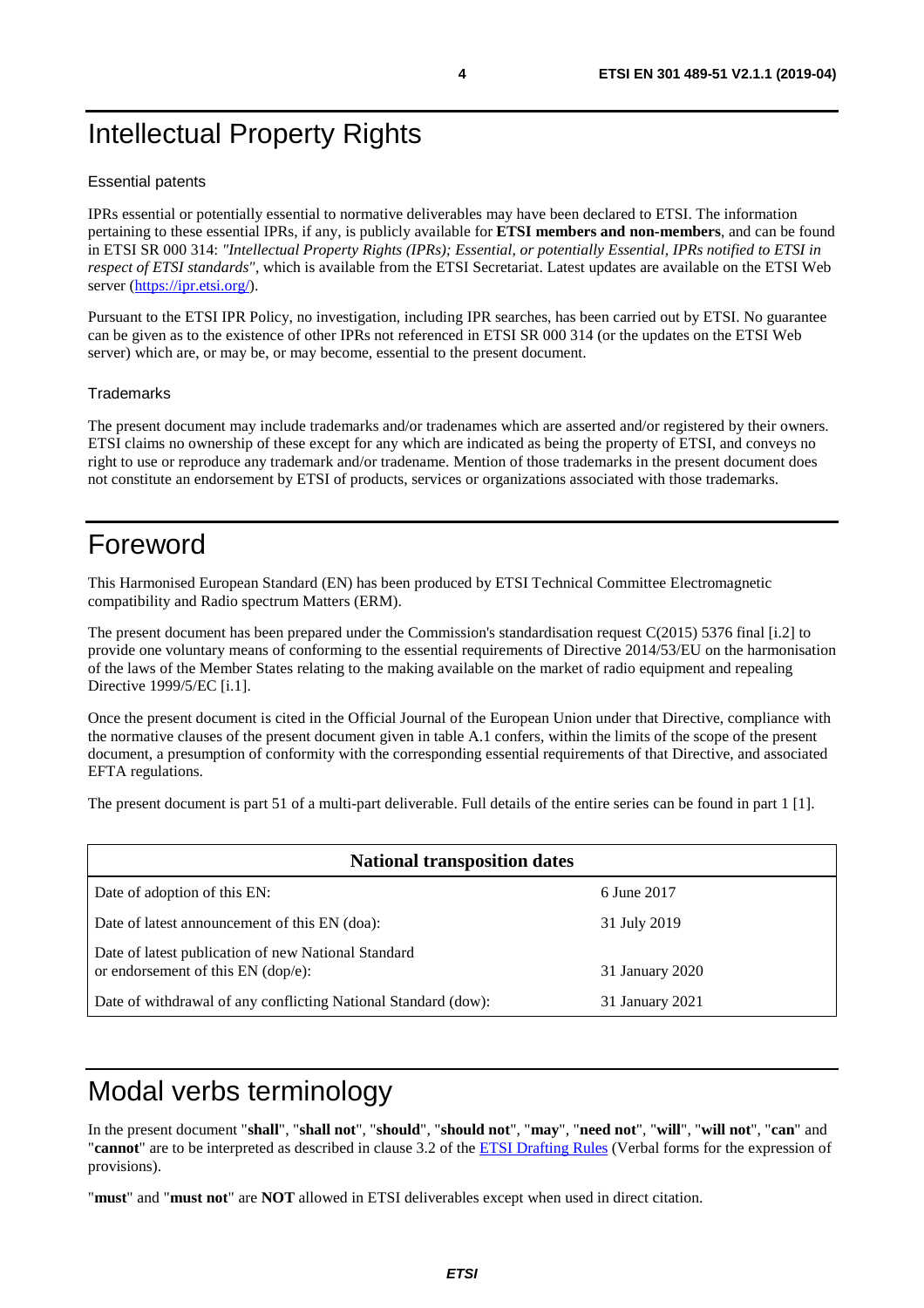# Intellectual Property Rights

Essential patents

IPRs essential or potentially essential to normative deliverables may have been declared to ETSI. The information pertaining to these essential IPRs, if any, is publicly available for **ETSI members and non-members**, and can be found in ETSI SR 000 314: *"Intellectual Property Rights (IPRs); Essential, or potentially Essential, IPRs notified to ETSI in respect of ETSI standards"*, which is available from the ETSI Secretariat. Latest updates are available on the ETSI Web server (https://ipr.etsi.org/).

Pursuant to the ETSI IPR Policy, no investigation, including IPR searches, has been carried out by ETSI. No guarantee can be given as to the existence of other IPRs not referenced in ETSI SR 000 314 (or the updates on the ETSI Web server) which are, or may be, or may become, essential to the present document.

Trademarks

The present document may include trademarks and/or tradenames which are asserted and/or registered by their owners. ETSI claims no ownership of these except for any which are indicated as being the property of ETSI, and conveys no right to use or reproduce any trademark and/or tradename. Mention of those trademarks in the present document does not constitute an endorsement by ETSI of products, services or organizations associated with those trademarks.

# Foreword

This Harmonised European Standard (EN) has been produced by ETSI Technical Committee Electromagnetic compatibility and Radio spectrum Matters (ERM).

The present document has been prepared under the Commission's standardisation request C(2015) 5376 final [i.2] to provide one voluntary means of conforming to the essential requirements of Directive 2014/53/EU on the harmonisation of the laws of the Member States relating to the making available on the market of radio equipment and repealing Directive 1999/5/EC [i.1].

Once the present document is cited in the Official Journal of the European Union under that Directive, compliance with the normative clauses of the present document given in table A.1 confers, within the limits of the scope of the present document, a presumption of conformity with the corresponding essential requirements of that Directive, and associated EFTA regulations.

The present document is part 51 of a multi-part deliverable. Full details of the entire series can be found in part 1 [1].

| **National transposition dates** | |
|---|---|
| Date of adoption of this EN: | 6 June 2017 |
| Date of latest announcement of this EN (doa): | 31 July 2019 |
| Date of latest publication of new National Standard or endorsement of this EN (dop/e): | 31 January 2020 |
| Date of withdrawal of any conflicting National Standard (dow): | 31 January 2021 |

# Modal verbs terminology

In the present document "**shall**", "**shall not**", "**should**", "**should not**", "**may**", "**need not**", "**will**", "**will not**", "**can**" and "**cannot**" are to be interpreted as described in clause 3.2 of the ETSI Drafting Rules (Verbal forms for the expression of provisions).

"**must**" and "**must not**" are **NOT** allowed in ETSI deliverables except when used in direct citation.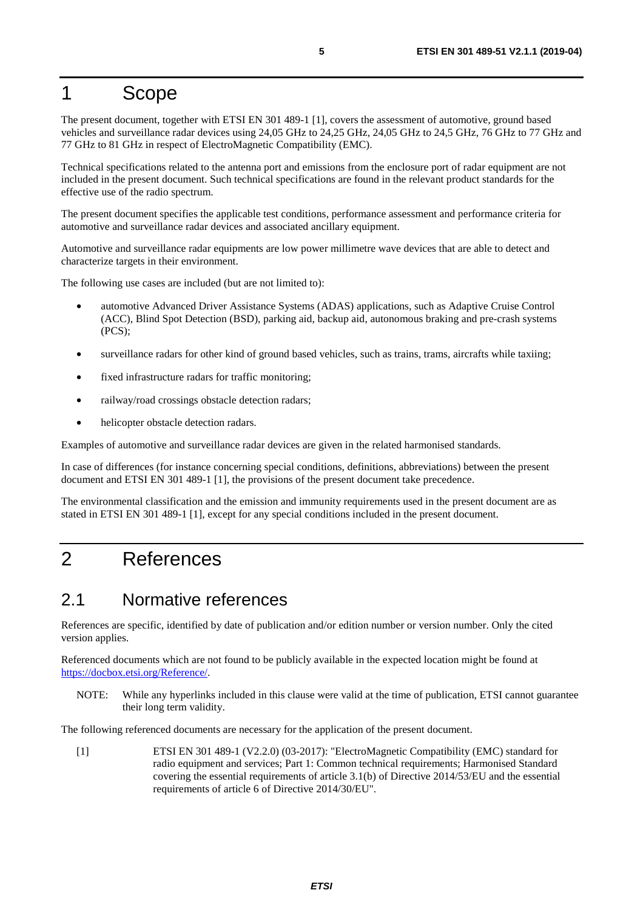# 1 Scope

The present document, together with ETSI EN 301 489-1 [1], covers the assessment of automotive, ground based vehicles and surveillance radar devices using 24,05 GHz to 24,25 GHz, 24,05 GHz to 24,5 GHz, 76 GHz to 77 GHz and 77 GHz to 81 GHz in respect of ElectroMagnetic Compatibility (EMC).

Technical specifications related to the antenna port and emissions from the enclosure port of radar equipment are not included in the present document. Such technical specifications are found in the relevant product standards for the effective use of the radio spectrum.

The present document specifies the applicable test conditions, performance assessment and performance criteria for automotive and surveillance radar devices and associated ancillary equipment.

Automotive and surveillance radar equipments are low power millimetre wave devices that are able to detect and characterize targets in their environment.

The following use cases are included (but are not limited to):

- automotive Advanced Driver Assistance Systems (ADAS) applications, such as Adaptive Cruise Control (ACC), Blind Spot Detection (BSD), parking aid, backup aid, autonomous braking and pre-crash systems (PCS);
- surveillance radars for other kind of ground based vehicles, such as trains, trams, aircrafts while taxiing;
- fixed infrastructure radars for traffic monitoring;
- railway/road crossings obstacle detection radars;
- helicopter obstacle detection radars.

Examples of automotive and surveillance radar devices are given in the related harmonised standards.

In case of differences (for instance concerning special conditions, definitions, abbreviations) between the present document and ETSI EN 301 489-1 [1], the provisions of the present document take precedence.

The environmental classification and the emission and immunity requirements used in the present document are as stated in ETSI EN 301 489-1 [1], except for any special conditions included in the present document.

# 2 References

## 2.1 Normative references

References are specific, identified by date of publication and/or edition number or version number. Only the cited version applies.

Referenced documents which are not found to be publicly available in the expected location might be found at https://docbox.etsi.org/Reference/.

NOTE: While any hyperlinks included in this clause were valid at the time of publication, ETSI cannot guarantee their long term validity.

The following referenced documents are necessary for the application of the present document.

[1] ETSI EN 301 489-1 (V2.2.0) (03-2017): "ElectroMagnetic Compatibility (EMC) standard for radio equipment and services; Part 1: Common technical requirements; Harmonised Standard covering the essential requirements of article 3.1(b) of Directive 2014/53/EU and the essential requirements of article 6 of Directive 2014/30/EU".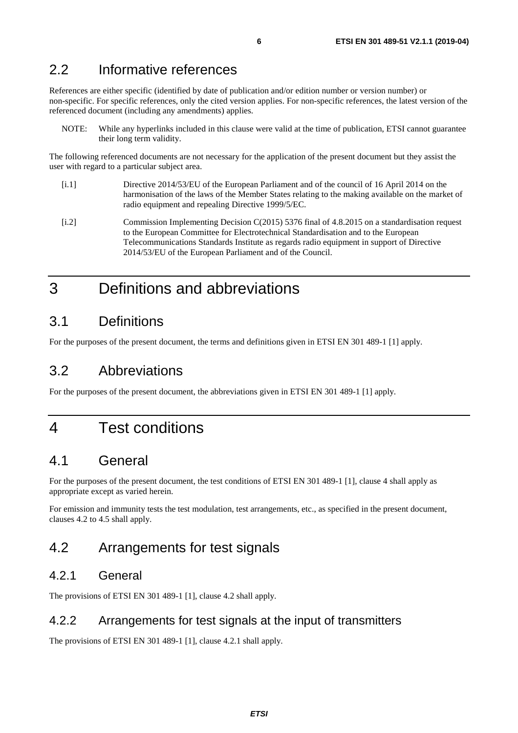## 2.2 Informative references

References are either specific (identified by date of publication and/or edition number or version number) or non-specific. For specific references, only the cited version applies. For non-specific references, the latest version of the referenced document (including any amendments) applies.

NOTE: While any hyperlinks included in this clause were valid at the time of publication, ETSI cannot guarantee their long term validity.

The following referenced documents are not necessary for the application of the present document but they assist the user with regard to a particular subject area.

- [i.1] Directive 2014/53/EU of the European Parliament and of the council of 16 April 2014 on the harmonisation of the laws of the Member States relating to the making available on the market of radio equipment and repealing Directive 1999/5/EC.
- [i.2] Commission Implementing Decision C(2015) 5376 final of 4.8.2015 on a standardisation request to the European Committee for Electrotechnical Standardisation and to the European Telecommunications Standards Institute as regards radio equipment in support of Directive 2014/53/EU of the European Parliament and of the Council.

# 3 Definitions and abbreviations

## 3.1 Definitions

For the purposes of the present document, the terms and definitions given in ETSI EN 301 489-1 [1] apply.

## 3.2 Abbreviations

For the purposes of the present document, the abbreviations given in ETSI EN 301 489-1 [1] apply.

# 4 Test conditions

## 4.1 General

For the purposes of the present document, the test conditions of ETSI EN 301 489-1 [1], clause 4 shall apply as appropriate except as varied herein.

For emission and immunity tests the test modulation, test arrangements, etc., as specified in the present document, clauses 4.2 to 4.5 shall apply.

## 4.2 Arrangements for test signals

### 4.2.1 General

The provisions of ETSI EN 301 489-1 [1], clause 4.2 shall apply.

### 4.2.2 Arrangements for test signals at the input of transmitters

The provisions of ETSI EN 301 489-1 [1], clause 4.2.1 shall apply.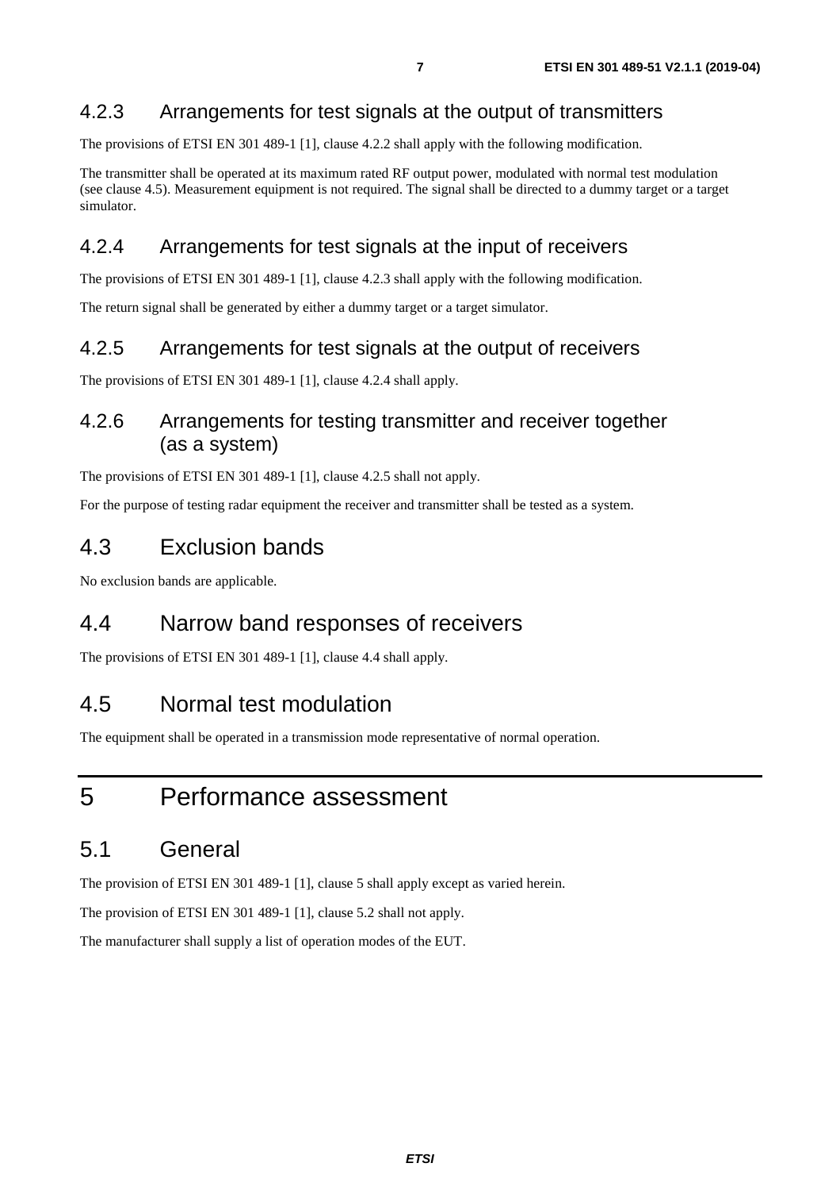### 4.2.3 Arrangements for test signals at the output of transmitters

The provisions of ETSI EN 301 489-1 [1], clause 4.2.2 shall apply with the following modification.

The transmitter shall be operated at its maximum rated RF output power, modulated with normal test modulation (see clause 4.5). Measurement equipment is not required. The signal shall be directed to a dummy target or a target simulator.

### 4.2.4 Arrangements for test signals at the input of receivers

The provisions of ETSI EN 301 489-1 [1], clause 4.2.3 shall apply with the following modification.

The return signal shall be generated by either a dummy target or a target simulator.

### 4.2.5 Arrangements for test signals at the output of receivers

The provisions of ETSI EN 301 489-1 [1], clause 4.2.4 shall apply.

### 4.2.6 Arrangements for testing transmitter and receiver together (as a system)

The provisions of ETSI EN 301 489-1 [1], clause 4.2.5 shall not apply.

For the purpose of testing radar equipment the receiver and transmitter shall be tested as a system.

## 4.3 Exclusion bands

No exclusion bands are applicable.

## 4.4 Narrow band responses of receivers

The provisions of ETSI EN 301 489-1 [1], clause 4.4 shall apply.

## 4.5 Normal test modulation

The equipment shall be operated in a transmission mode representative of normal operation.

# 5 Performance assessment

## 5.1 General

The provision of ETSI EN 301 489-1 [1], clause 5 shall apply except as varied herein.

The provision of ETSI EN 301 489-1 [1], clause 5.2 shall not apply.

The manufacturer shall supply a list of operation modes of the EUT.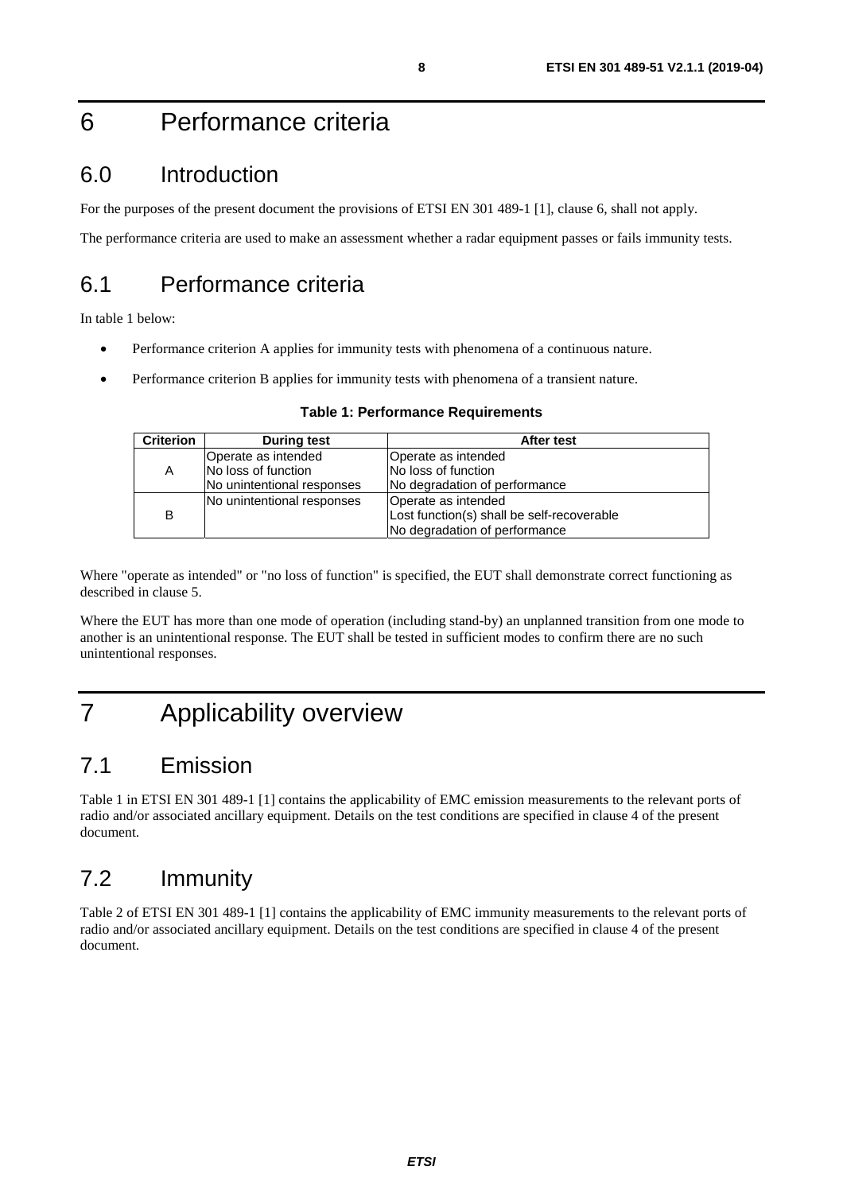# 6 Performance criteria

## 6.0 Introduction

For the purposes of the present document the provisions of ETSI EN 301 489-1 [1], clause 6, shall not apply.

The performance criteria are used to make an assessment whether a radar equipment passes or fails immunity tests.

## 6.1 Performance criteria

In table 1 below:

- Performance criterion A applies for immunity tests with phenomena of a continuous nature.
- Performance criterion B applies for immunity tests with phenomena of a transient nature.

**Table 1: Performance Requirements**

| Criterion | During test | After test |
|---|---|---|
| A | Operate as intended<br>No loss of function<br>No unintentional responses | Operate as intended<br>No loss of function<br>No degradation of performance |
| B | No unintentional responses | Operate as intended<br>Lost function(s) shall be self-recoverable<br>No degradation of performance |

Where "operate as intended" or "no loss of function" is specified, the EUT shall demonstrate correct functioning as described in clause 5.

Where the EUT has more than one mode of operation (including stand-by) an unplanned transition from one mode to another is an unintentional response. The EUT shall be tested in sufficient modes to confirm there are no such unintentional responses.

# 7 Applicability overview

## 7.1 Emission

Table 1 in ETSI EN 301 489-1 [1] contains the applicability of EMC emission measurements to the relevant ports of radio and/or associated ancillary equipment. Details on the test conditions are specified in clause 4 of the present document.

## 7.2 Immunity

Table 2 of ETSI EN 301 489-1 [1] contains the applicability of EMC immunity measurements to the relevant ports of radio and/or associated ancillary equipment. Details on the test conditions are specified in clause 4 of the present document.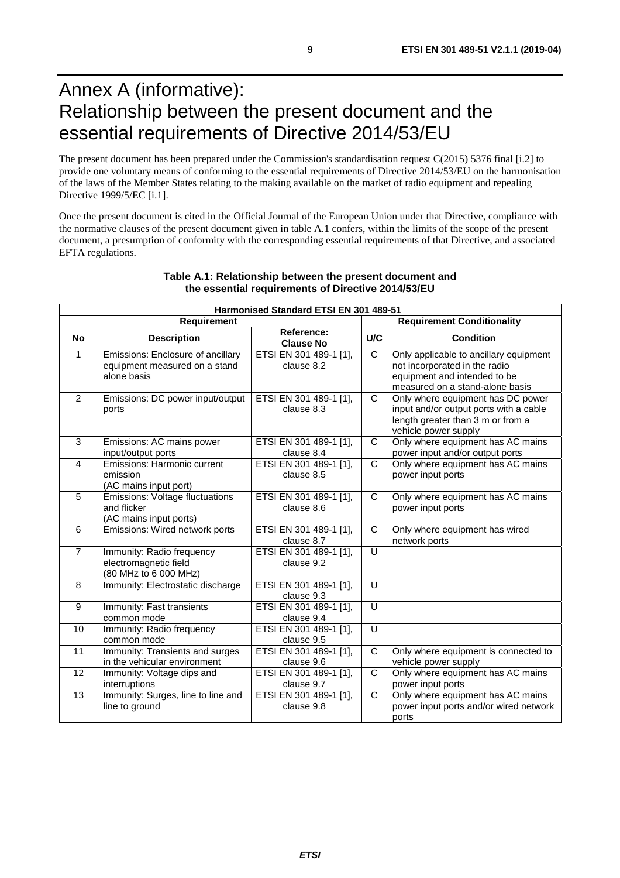# Annex A (informative): Relationship between the present document and the essential requirements of Directive 2014/53/EU

The present document has been prepared under the Commission's standardisation request C(2015) 5376 final [i.2] to provide one voluntary means of conforming to the essential requirements of Directive 2014/53/EU on the harmonisation of the laws of the Member States relating to the making available on the market of radio equipment and repealing Directive 1999/5/EC [i.1].

Once the present document is cited in the Official Journal of the European Union under that Directive, compliance with the normative clauses of the present document given in table A.1 confers, within the limits of the scope of the present document, a presumption of conformity with the corresponding essential requirements of that Directive, and associated EFTA regulations.

**Table A.1: Relationship between the present document and the essential requirements of Directive 2014/53/EU**

| Harmonised Standard ETSI EN 301 489-51 | | | | |
|---|---|---|---|---|
| **Requirement** | | | **Requirement Conditionality** | |
| **No** | **Description** | **Reference: Clause No** | **U/C** | **Condition** |
| 1 | Emissions: Enclosure of ancillary equipment measured on a stand alone basis | ETSI EN 301 489-1 [1], clause 8.2 | C | Only applicable to ancillary equipment not incorporated in the radio equipment and intended to be measured on a stand-alone basis |
| 2 | Emissions: DC power input/output ports | ETSI EN 301 489-1 [1], clause 8.3 | C | Only where equipment has DC power input and/or output ports with a cable length greater than 3 m or from a vehicle power supply |
| 3 | Emissions: AC mains power input/output ports | ETSI EN 301 489-1 [1], clause 8.4 | C | Only where equipment has AC mains power input and/or output ports |
| 4 | Emissions: Harmonic current emission (AC mains input port) | ETSI EN 301 489-1 [1], clause 8.5 | C | Only where equipment has AC mains power input ports |
| 5 | Emissions: Voltage fluctuations and flicker (AC mains input ports) | ETSI EN 301 489-1 [1], clause 8.6 | C | Only where equipment has AC mains power input ports |
| 6 | Emissions: Wired network ports | ETSI EN 301 489-1 [1], clause 8.7 | C | Only where equipment has wired network ports |
| 7 | Immunity: Radio frequency electromagnetic field (80 MHz to 6 000 MHz) | ETSI EN 301 489-1 [1], clause 9.2 | U | |
| 8 | Immunity: Electrostatic discharge | ETSI EN 301 489-1 [1], clause 9.3 | U | |
| 9 | Immunity: Fast transients common mode | ETSI EN 301 489-1 [1], clause 9.4 | U | |
| 10 | Immunity: Radio frequency common mode | ETSI EN 301 489-1 [1], clause 9.5 | U | |
| 11 | Immunity: Transients and surges in the vehicular environment | ETSI EN 301 489-1 [1], clause 9.6 | C | Only where equipment is connected to vehicle power supply |
| 12 | Immunity: Voltage dips and interruptions | ETSI EN 301 489-1 [1], clause 9.7 | C | Only where equipment has AC mains power input ports |
| 13 | Immunity: Surges, line to line and line to ground | ETSI EN 301 489-1 [1], clause 9.8 | C | Only where equipment has AC mains power input ports and/or wired network ports |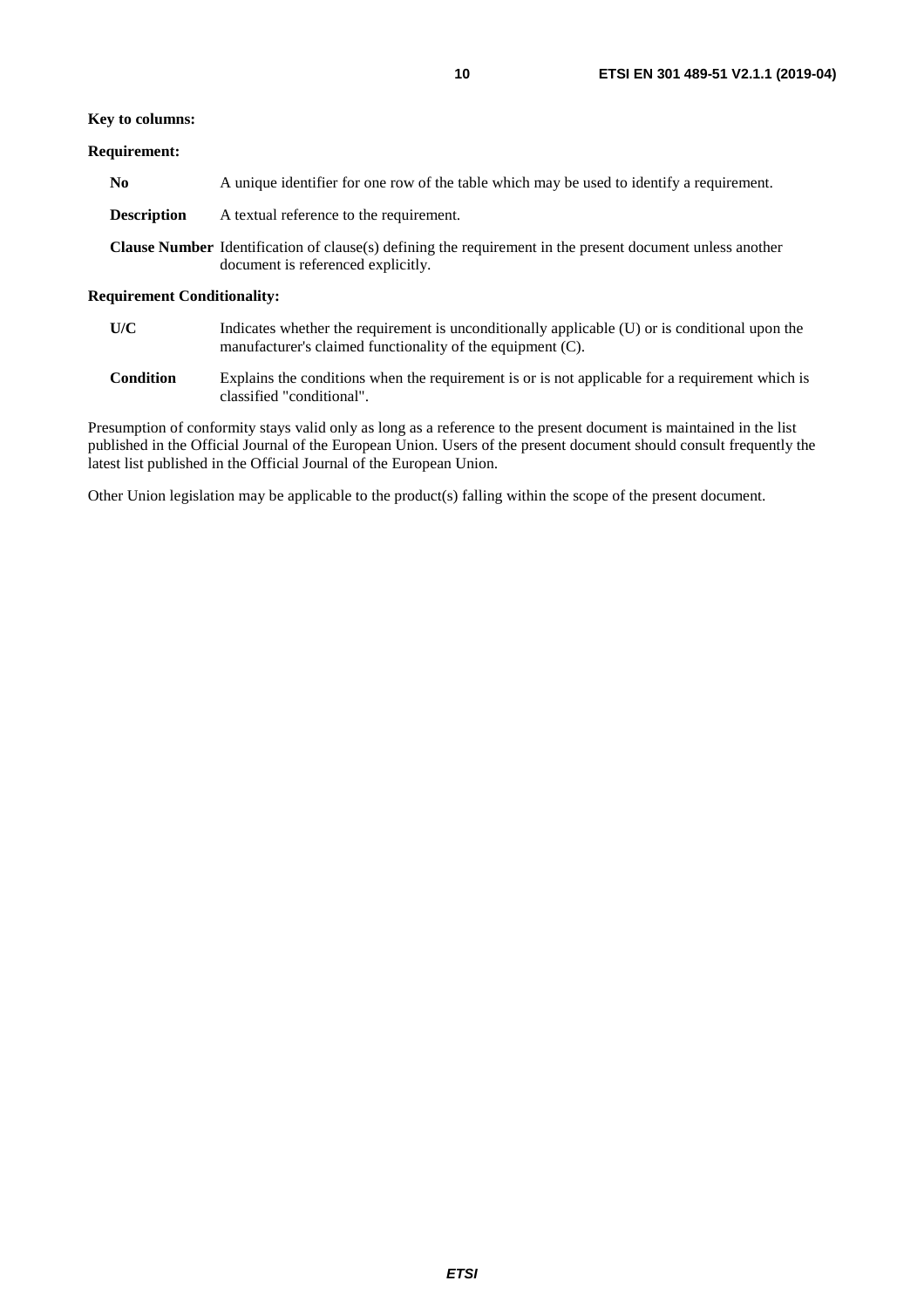**Key to columns:**

**Requirement:**

**No** A unique identifier for one row of the table which may be used to identify a requirement.

**Description** A textual reference to the requirement.

**Clause Number** Identification of clause(s) defining the requirement in the present document unless another document is referenced explicitly.

**Requirement Conditionality:**

**U/C** Indicates whether the requirement is unconditionally applicable (U) or is conditional upon the manufacturer's claimed functionality of the equipment (C).

**Condition** Explains the conditions when the requirement is or is not applicable for a requirement which is classified "conditional".

Presumption of conformity stays valid only as long as a reference to the present document is maintained in the list published in the Official Journal of the European Union. Users of the present document should consult frequently the latest list published in the Official Journal of the European Union.

Other Union legislation may be applicable to the product(s) falling within the scope of the present document.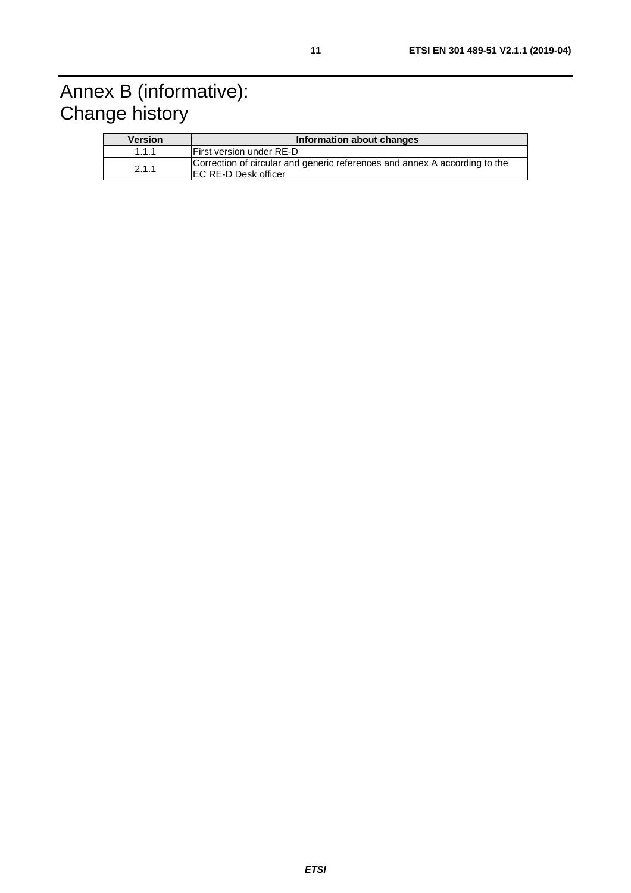# Annex B (informative): Change history

| Version | Information about changes |
|---|---|
| 1.1.1 | First version under RE-D |
| 2.1.1 | Correction of circular and generic references and annex A according to the EC RE-D Desk officer |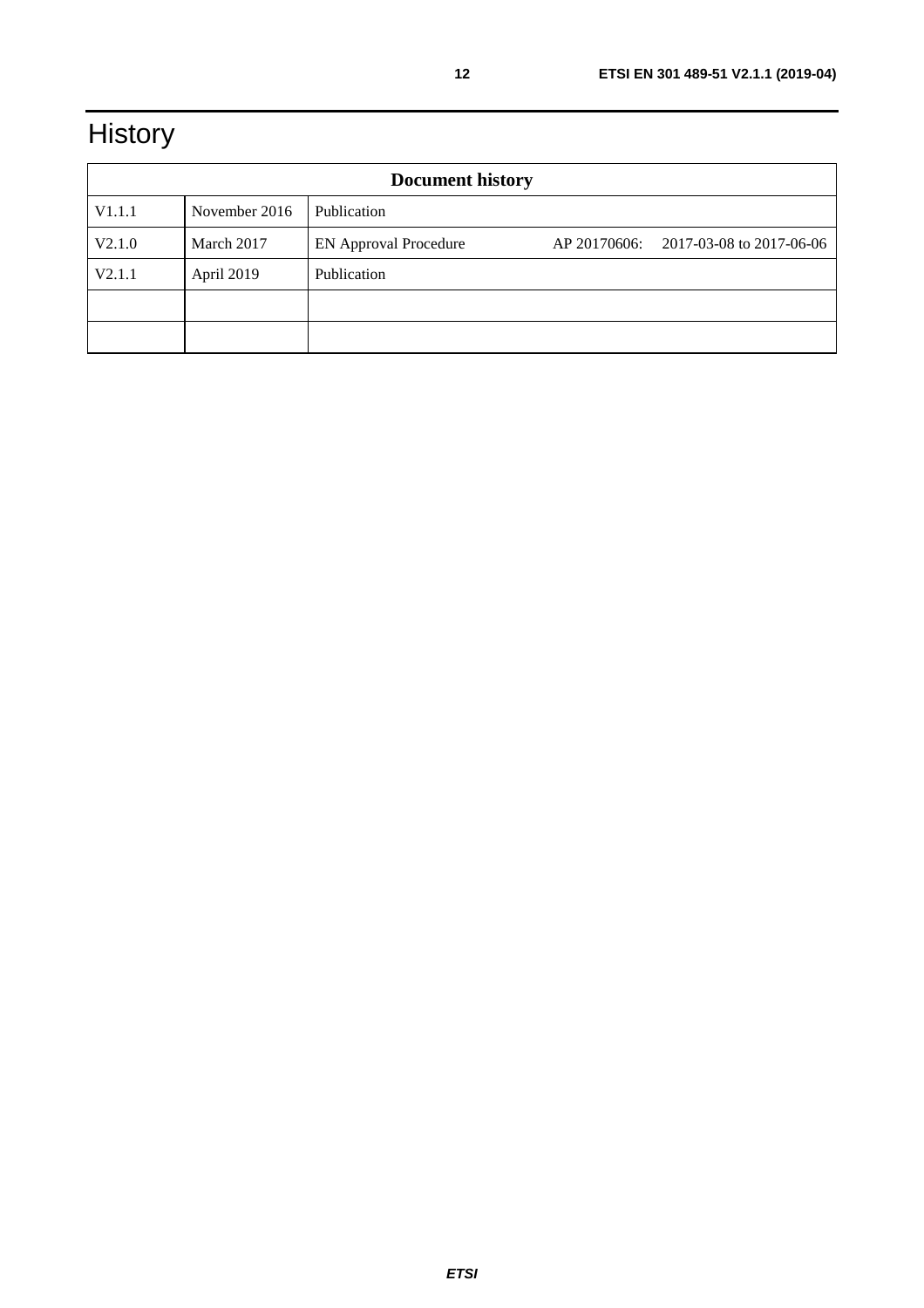# History

| Document history | | | | |
|---|---|---|---|---|
| V1.1.1 | November 2016 | Publication | | |
| V2.1.0 | March 2017 | EN Approval Procedure | AP 20170606: | 2017-03-08 to 2017-06-06 |
| V2.1.1 | April 2019 | Publication | | |
| | | | | |
| | | | | |